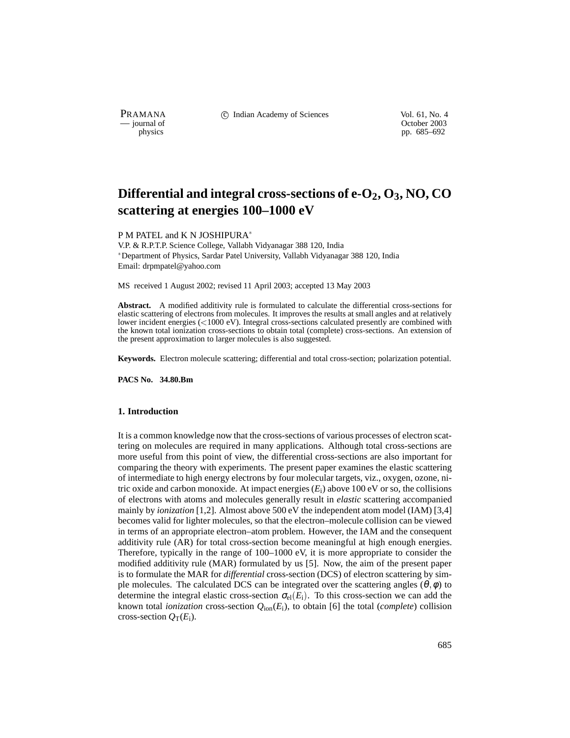# Differential and integral cross-sections of e-$O_2$, $O_3$, NO, CO scattering at energies 100–1000 eV

P M PATEL and K N JOSHIPURA*

V.P. & R.P.T.P. Science College, Vallabh Vidyanagar 388 120, India
*Department of Physics, Sardar Patel University, Vallabh Vidyanagar 388 120, India
Email: drpmpatel@yahoo.com

MS received 1 August 2002; revised 11 April 2003; accepted 13 May 2003

**Abstract.** A modified additivity rule is formulated to calculate the differential cross-sections for elastic scattering of electrons from molecules. It improves the results at small angles and at relatively lower incident energies (<1000 eV). Integral cross-sections calculated presently are combined with the known total ionization cross-sections to obtain total (complete) cross-sections. An extension of the present approximation to larger molecules is also suggested.

**Keywords.** Electron molecule scattering; differential and total cross-section; polarization potential.

**PACS No. 34.80.Bm**

## 1. Introduction

It is a common knowledge now that the cross-sections of various processes of electron scattering on molecules are required in many applications. Although total cross-sections are more useful from this point of view, the differential cross-sections are also important for comparing the theory with experiments. The present paper examines the elastic scattering of intermediate to high energy electrons by four molecular targets, viz., oxygen, ozone, nitric oxide and carbon monoxide. At impact energies ($E_i$) above 100 eV or so, the collisions of electrons with atoms and molecules generally result in *elastic* scattering accompanied mainly by *ionization* [1,2]. Almost above 500 eV the independent atom model (IAM) [3,4] becomes valid for lighter molecules, so that the electron–molecule collision can be viewed in terms of an appropriate electron–atom problem. However, the IAM and the consequent additivity rule (AR) for total cross-section become meaningful at high enough energies. Therefore, typically in the range of 100–1000 eV, it is more appropriate to consider the modified additivity rule (MAR) formulated by us [5]. Now, the aim of the present paper is to formulate the MAR for *differential* cross-section (DCS) of electron scattering by simple molecules. The calculated DCS can be integrated over the scattering angles ($\theta, \phi$) to determine the integral elastic cross-section $\sigma_{el}(E_i)$. To this cross-section we can add the known total *ionization* cross-section $Q_{ion}(E_i)$, to obtain [6] the total (*complete*) collision cross-section $Q_T(E_i)$.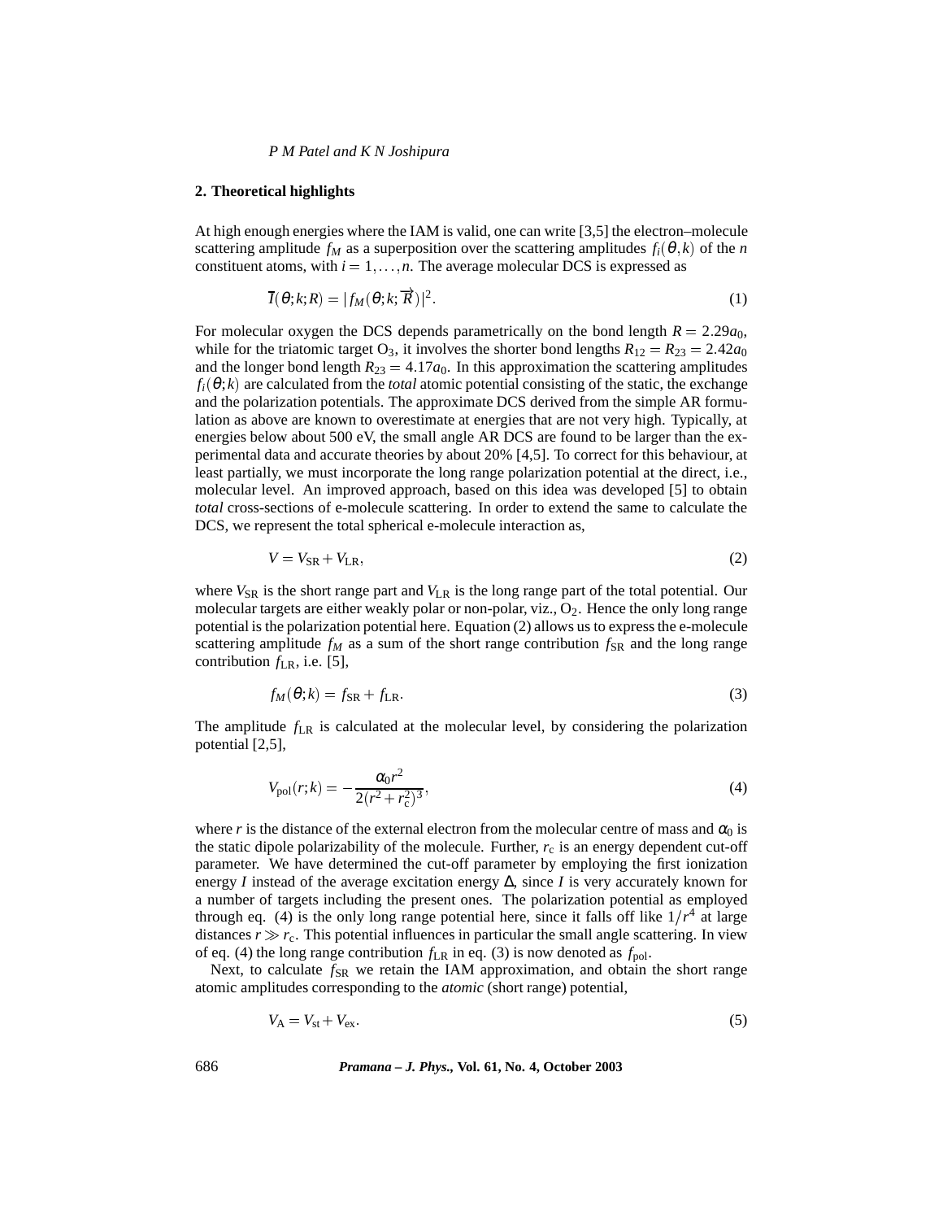## 2. Theoretical highlights

At high enough energies where the IAM is valid, one can write [3,5] the electron–molecule scattering amplitude $f_M$ as a superposition over the scattering amplitudes $f_i(\theta,k)$ of the $n$ constituent atoms, with $i = 1,\ldots,n$. The average molecular DCS is expressed as

$$\bar{I}(\theta;k;R) = |f_M(\theta;k;\vec{R})|^2. \tag{1}$$

For molecular oxygen the DCS depends parametrically on the bond length $R = 2.29a_0$, while for the triatomic target $O_3$, it involves the shorter bond lengths $R_{12} = R_{23} = 2.42a_0$ and the longer bond length $R_{23} = 4.17a_0$. In this approximation the scattering amplitudes $f_i(\theta;k)$ are calculated from the *total* atomic potential consisting of the static, the exchange and the polarization potentials. The approximate DCS derived from the simple AR formulation as above are known to overestimate at energies that are not very high. Typically, at energies below about 500 eV, the small angle AR DCS are found to be larger than the experimental data and accurate theories by about 20% [4,5]. To correct for this behaviour, at least partially, we must incorporate the long range polarization potential at the direct, i.e., molecular level. An improved approach, based on this idea was developed [5] to obtain *total* cross-sections of e-molecule scattering. In order to extend the same to calculate the DCS, we represent the total spherical e-molecule interaction as,

$$V = V_{\mathrm{SR}} + V_{\mathrm{LR}}, \tag{2}$$

where $V_{\mathrm{SR}}$ is the short range part and $V_{\mathrm{LR}}$ is the long range part of the total potential. Our molecular targets are either weakly polar or non-polar, viz., $O_2$. Hence the only long range potential is the polarization potential here. Equation (2) allows us to express the e-molecule scattering amplitude $f_M$ as a sum of the short range contribution $f_{\mathrm{SR}}$ and the long range contribution $f_{\mathrm{LR}}$, i.e. [5],

$$f_M(\theta;k) = f_{\mathrm{SR}} + f_{\mathrm{LR}}. \tag{3}$$

The amplitude $f_{\mathrm{LR}}$ is calculated at the molecular level, by considering the polarization potential [2,5],

$$V_{\mathrm{pol}}(r;k) = -\frac{\alpha_0 r^2}{2(r^2 + r_c^2)^3}, \tag{4}$$

where $r$ is the distance of the external electron from the molecular centre of mass and $\alpha_0$ is the static dipole polarizability of the molecule. Further, $r_c$ is an energy dependent cut-off parameter. We have determined the cut-off parameter by employing the first ionization energy $I$ instead of the average excitation energy $\Delta$, since $I$ is very accurately known for a number of targets including the present ones. The polarization potential as employed through eq. (4) is the only long range potential here, since it falls off like $1/r^4$ at large distances $r \gg r_c$. This potential influences in particular the small angle scattering. In view of eq. (4) the long range contribution $f_{\mathrm{LR}}$ in eq. (3) is now denoted as $f_{\mathrm{pol}}$.

Next, to calculate $f_{\mathrm{SR}}$ we retain the IAM approximation, and obtain the short range atomic amplitudes corresponding to the *atomic* (short range) potential,

$$V_{\mathrm{A}} = V_{\mathrm{st}} + V_{\mathrm{ex}}. \tag{5}$$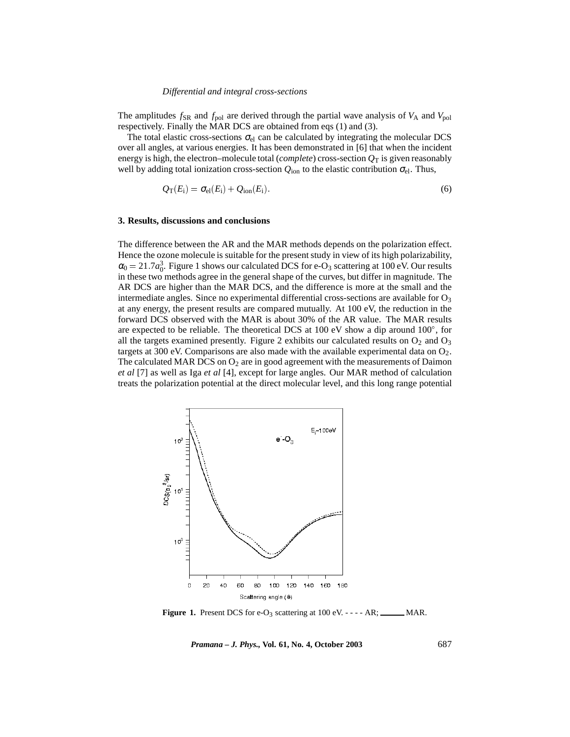The amplitudes $f_{SR}$ and $f_{pol}$ are derived through the partial wave analysis of $V_A$ and $V_{pol}$ respectively. Finally the MAR DCS are obtained from eqs (1) and (3).

The total elastic cross-sections $\sigma_{el}$ can be calculated by integrating the molecular DCS over all angles, at various energies. It has been demonstrated in [6] that when the incident energy is high, the electron–molecule total (*complete*) cross-section $Q_T$ is given reasonably well by adding total ionization cross-section $Q_{ion}$ to the elastic contribution $\sigma_{el}$. Thus,

$$Q_T(E_i) = \sigma_{el}(E_i) + Q_{ion}(E_i). \tag{6}$$

## 3. Results, discussions and conclusions

The difference between the AR and the MAR methods depends on the polarization effect. Hence the ozone molecule is suitable for the present study in view of its high polarizability, $\alpha_0 = 21.7a_0^3$. Figure 1 shows our calculated DCS for e-$O_3$ scattering at 100 eV. Our results in these two methods agree in the general shape of the curves, but differ in magnitude. The AR DCS are higher than the MAR DCS, and the difference is more at the small and the intermediate angles. Since no experimental differential cross-sections are available for $O_3$ at any energy, the present results are compared mutually. At 100 eV, the reduction in the forward DCS observed with the MAR is about 30% of the AR value. The MAR results are expected to be reliable. The theoretical DCS at 100 eV show a dip around 100°, for all the targets examined presently. Figure 2 exhibits our calculated results on $O_2$ and $O_3$ targets at 300 eV. Comparisons are also made with the available experimental data on $O_2$. The calculated MAR DCS on $O_2$ are in good agreement with the measurements of Daimon *et al* [7] as well as Iga *et al* [4], except for large angles. Our MAR method of calculation treats the polarization potential at the direct molecular level, and this long range potential

**Figure 1.** Present DCS for e-$O_3$ scattering at 100 eV. - - - - AR; ______ MAR.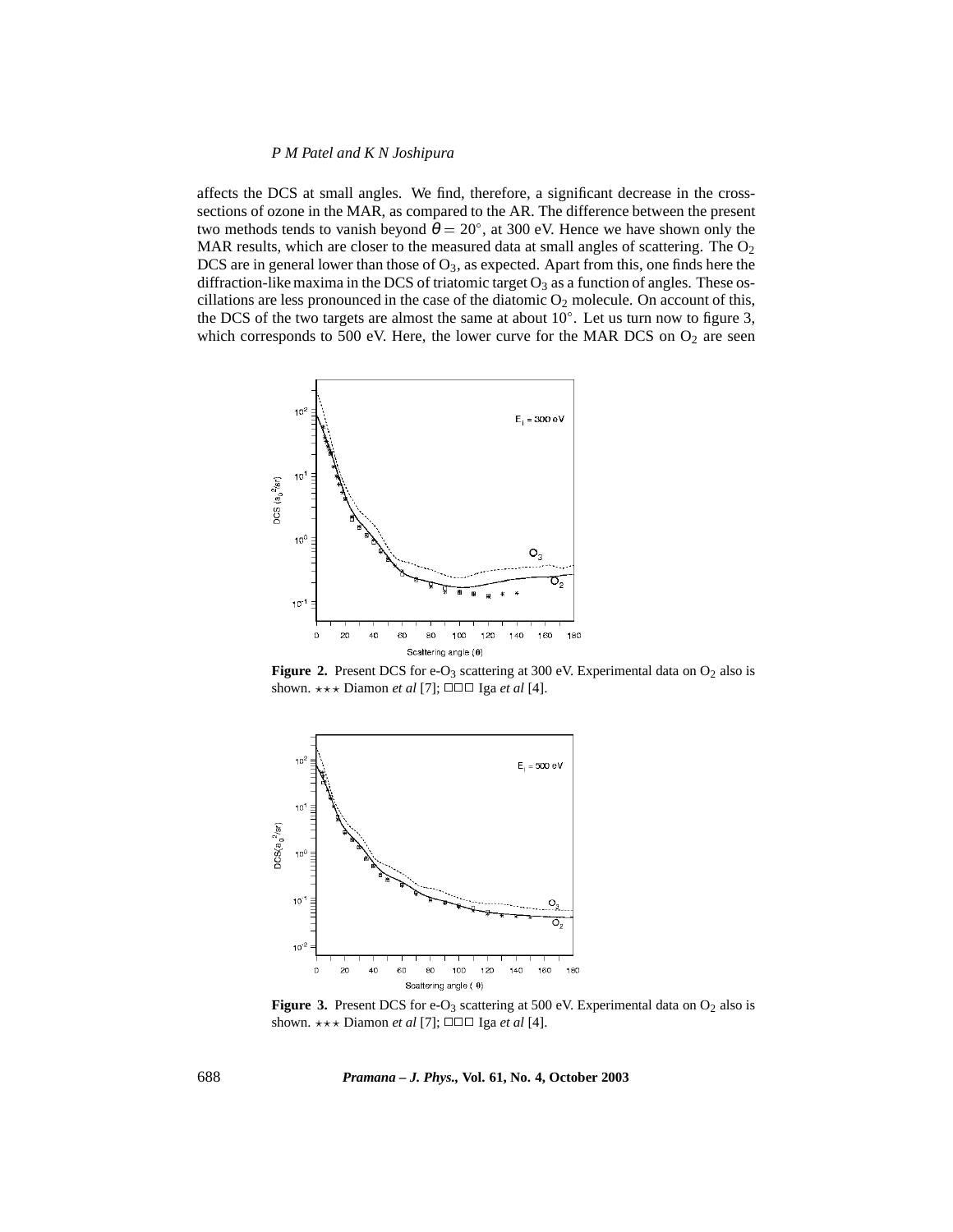affects the DCS at small angles. We find, therefore, a significant decrease in the cross-sections of ozone in the MAR, as compared to the AR. The difference between the present two methods tends to vanish beyond $\theta = 20^\circ$, at 300 eV. Hence we have shown only the MAR results, which are closer to the measured data at small angles of scattering. The $O_2$ DCS are in general lower than those of $O_3$, as expected. Apart from this, one finds here the diffraction-like maxima in the DCS of triatomic target $O_3$ as a function of angles. These oscillations are less pronounced in the case of the diatomic $O_2$ molecule. On account of this, the DCS of the two targets are almost the same at about $10^\circ$. Let us turn now to figure 3, which corresponds to 500 eV. Here, the lower curve for the MAR DCS on $O_2$ are seen

**Figure 2.** Present DCS for e-$O_3$ scattering at 300 eV. Experimental data on $O_2$ also is shown. ⋆⋆⋆ Diamon *et al* [7]; □□□ Iga *et al* [4].

**Figure 3.** Present DCS for e-$O_3$ scattering at 500 eV. Experimental data on $O_2$ also is shown. ⋆⋆⋆ Diamon *et al* [7]; □□□ Iga *et al* [4].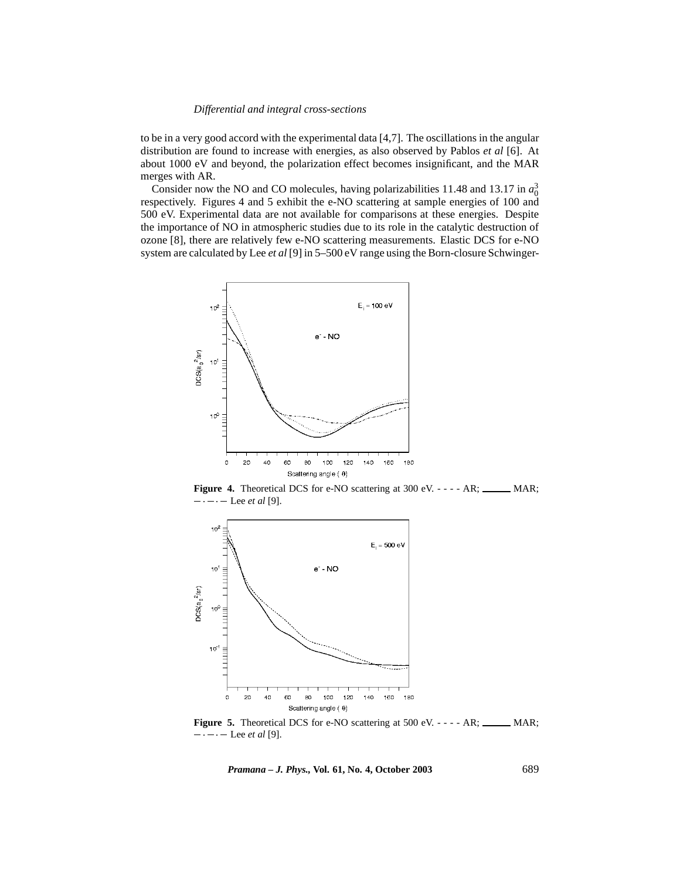to be in a very good accord with the experimental data [4,7]. The oscillations in the angular distribution are found to increase with energies, as also observed by Pablos *et al* [6]. At about 1000 eV and beyond, the polarization effect becomes insignificant, and the MAR merges with AR.

Consider now the NO and CO molecules, having polarizabilities 11.48 and 13.17 in $a_0^3$ respectively. Figures 4 and 5 exhibit the e-NO scattering at sample energies of 100 and 500 eV. Experimental data are not available for comparisons at these energies. Despite the importance of NO in atmospheric studies due to its role in the catalytic destruction of ozone [8], there are relatively few e-NO scattering measurements. Elastic DCS for e-NO system are calculated by Lee *et al* [9] in 5–500 eV range using the Born-closure Schwinger-

**Figure 4.** Theoretical DCS for e-NO scattering at 300 eV. - - - - AR; ——— MAR; —·—·— Lee *et al* [9].

**Figure 5.** Theoretical DCS for e-NO scattering at 500 eV. - - - - AR; ——— MAR; —·—·— Lee *et al* [9].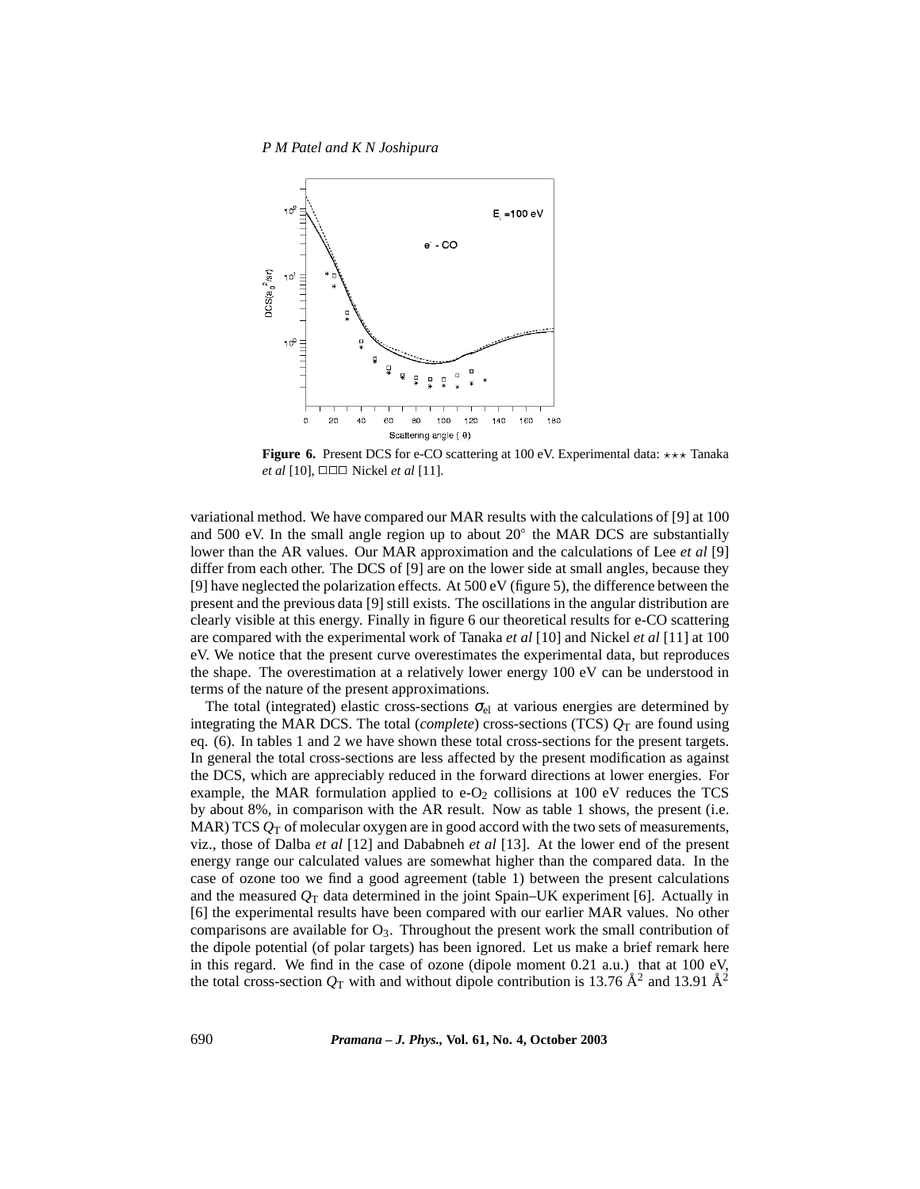**Figure 6.** Present DCS for e-CO scattering at 100 eV. Experimental data: ⋆⋆⋆ Tanaka *et al* [10], □□□ Nickel *et al* [11].

variational method. We have compared our MAR results with the calculations of [9] at 100 and 500 eV. In the small angle region up to about 20° the MAR DCS are substantially lower than the AR values. Our MAR approximation and the calculations of Lee *et al* [9] differ from each other. The DCS of [9] are on the lower side at small angles, because they [9] have neglected the polarization effects. At 500 eV (figure 5), the difference between the present and the previous data [9] still exists. The oscillations in the angular distribution are clearly visible at this energy. Finally in figure 6 our theoretical results for e-CO scattering are compared with the experimental work of Tanaka *et al* [10] and Nickel *et al* [11] at 100 eV. We notice that the present curve overestimates the experimental data, but reproduces the shape. The overestimation at a relatively lower energy 100 eV can be understood in terms of the nature of the present approximations.

The total (integrated) elastic cross-sections $\sigma_{\mathrm{el}}$ at various energies are determined by integrating the MAR DCS. The total (*complete*) cross-sections (TCS) $Q_{\mathrm{T}}$ are found using eq. (6). In tables 1 and 2 we have shown these total cross-sections for the present targets. In general the total cross-sections are less affected by the present modification as against the DCS, which are appreciably reduced in the forward directions at lower energies. For example, the MAR formulation applied to e-$O_2$ collisions at 100 eV reduces the TCS by about 8%, in comparison with the AR result. Now as table 1 shows, the present (i.e. MAR) TCS $Q_{\mathrm{T}}$ of molecular oxygen are in good accord with the two sets of measurements, viz., those of Dalba *et al* [12] and Dababneh *et al* [13]. At the lower end of the present energy range our calculated values are somewhat higher than the compared data. In the case of ozone too we find a good agreement (table 1) between the present calculations and the measured $Q_{\mathrm{T}}$ data determined in the joint Spain–UK experiment [6]. Actually in [6] the experimental results have been compared with our earlier MAR values. No other comparisons are available for $O_3$. Throughout the present work the small contribution of the dipole potential (of polar targets) has been ignored. Let us make a brief remark here in this regard. We find in the case of ozone (dipole moment 0.21 a.u.) that at 100 eV, the total cross-section $Q_{\mathrm{T}}$ with and without dipole contribution is 13.76 Å$^2$ and 13.91 Å$^2$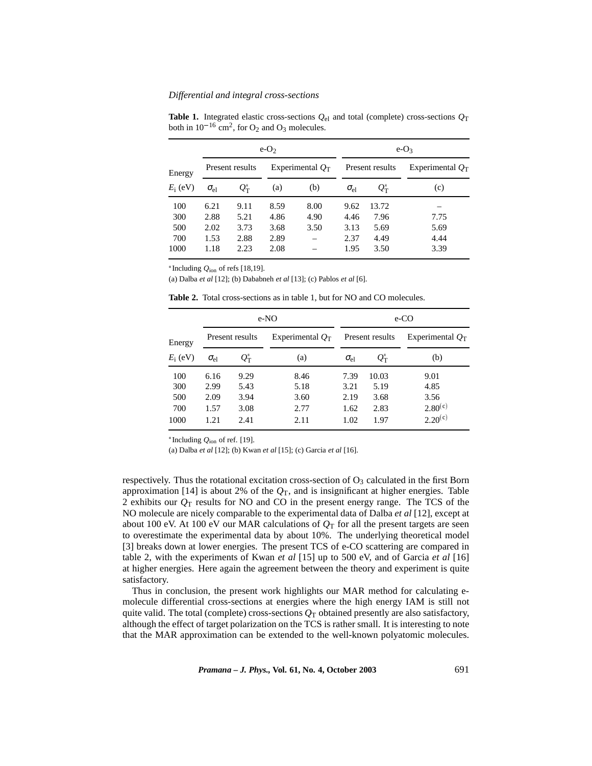**Table 1.** Integrated elastic cross-sections $Q_{el}$ and total (complete) cross-sections $Q_T$ both in $10^{-16}$ cm$^2$, for $O_2$ and $O_3$ molecules.

| Energy | e-$O_2$ | | | | e-$O_3$ | | |
|---|---|---|---|---|---|---|---|
| | Present results | | Experimental $Q_T$ | | Present results | | Experimental $Q_T$ |
| $E_i$ (eV) | $\sigma_{el}$ | $Q_T^*$ | (a) | (b) | $\sigma_{el}$ | $Q_T^*$ | (c) |
| 100 | 6.21 | 9.11 | 8.59 | 8.00 | 9.62 | 13.72 | – |
| 300 | 2.88 | 5.21 | 4.86 | 4.90 | 4.46 | 7.96 | 7.75 |
| 500 | 2.02 | 3.73 | 3.68 | 3.50 | 3.13 | 5.69 | 5.69 |
| 700 | 1.53 | 2.88 | 2.89 | – | 2.37 | 4.49 | 4.44 |
| 1000 | 1.18 | 2.23 | 2.08 | – | 1.95 | 3.50 | 3.39 |

*Including $Q_{ion}$ of refs [18,19].

(a) Dalba *et al* [12]; (b) Dababneh *et al* [13]; (c) Pablos *et al* [6].

**Table 2.** Total cross-sections as in table 1, but for NO and CO molecules.

| Energy | e-NO | | | e-CO | | |
|---|---|---|---|---|---|---|
| | Present results | | Experimental $Q_T$ | Present results | | Experimental $Q_T$ |
| $E_i$ (eV) | $\sigma_{el}$ | $Q_T^*$ | (a) | $\sigma_{el}$ | $Q_T^*$ | (b) |
| 100 | 6.16 | 9.29 | 8.46 | 7.39 | 10.03 | 9.01 |
| 300 | 2.99 | 5.43 | 5.18 | 3.21 | 5.19 | 4.85 |
| 500 | 2.09 | 3.94 | 3.60 | 2.19 | 3.68 | 3.56 |
| 700 | 1.57 | 3.08 | 2.77 | 1.62 | 2.83 | 2.80$^{(c)}$ |
| 1000 | 1.21 | 2.41 | 2.11 | 1.02 | 1.97 | 2.20$^{(c)}$ |

*Including $Q_{ion}$ of ref. [19].

(a) Dalba *et al* [12]; (b) Kwan *et al* [15]; (c) Garcia *et al* [16].

respectively. Thus the rotational excitation cross-section of $O_3$ calculated in the first Born approximation [14] is about 2% of the $Q_T$, and is insignificant at higher energies. Table 2 exhibits our $Q_T$ results for NO and CO in the present energy range. The TCS of the NO molecule are nicely comparable to the experimental data of Dalba *et al* [12], except at about 100 eV. At 100 eV our MAR calculations of $Q_T$ for all the present targets are seen to overestimate the experimental data by about 10%. The underlying theoretical model [3] breaks down at lower energies. The present TCS of e-CO scattering are compared in table 2, with the experiments of Kwan *et al* [15] up to 500 eV, and of Garcia *et al* [16] at higher energies. Here again the agreement between the theory and experiment is quite satisfactory.

Thus in conclusion, the present work highlights our MAR method for calculating e-molecule differential cross-sections at energies where the high energy IAM is still not quite valid. The total (complete) cross-sections $Q_T$ obtained presently are also satisfactory, although the effect of target polarization on the TCS is rather small. It is interesting to note that the MAR approximation can be extended to the well-known polyatomic molecules.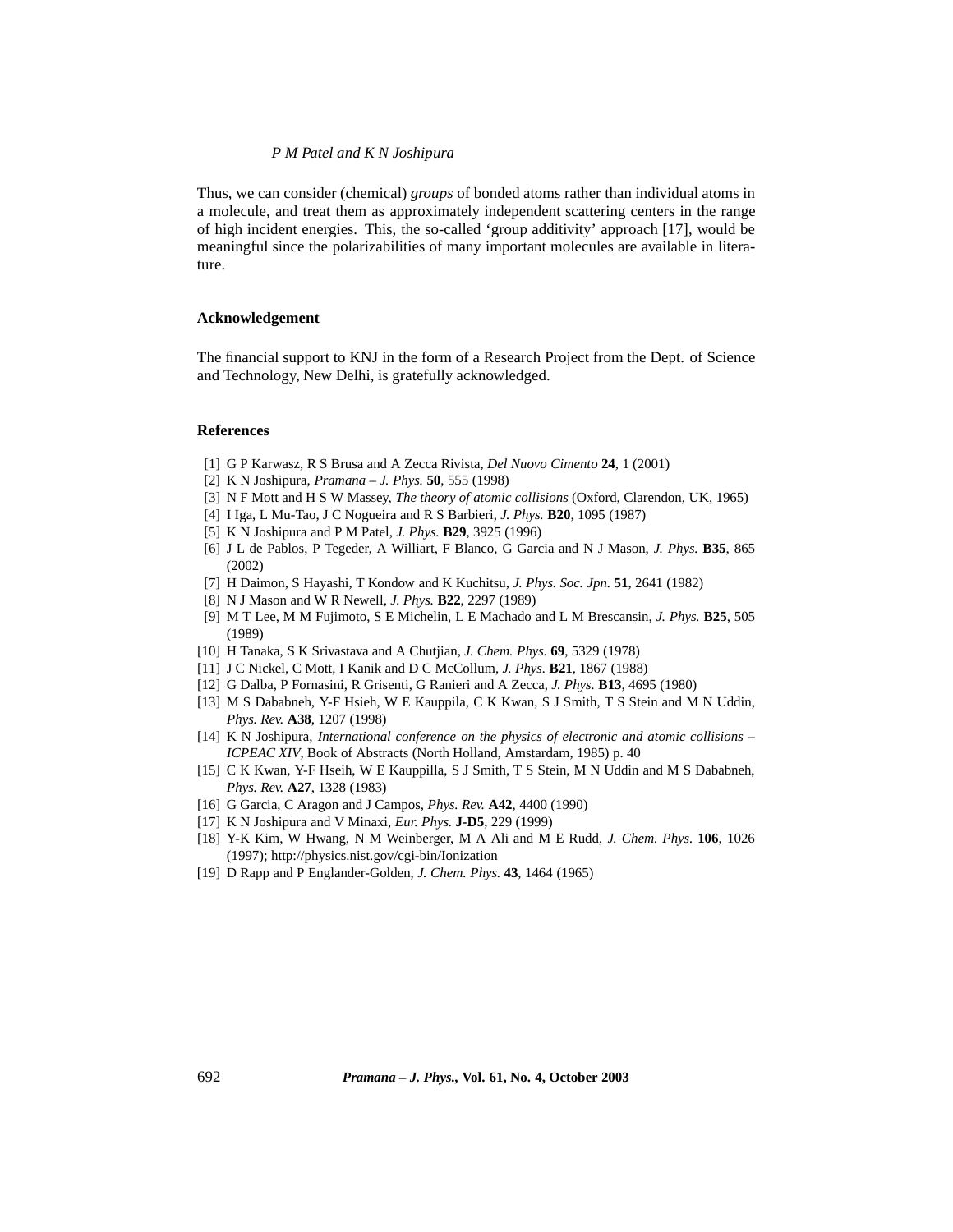Thus, we can consider (chemical) *groups* of bonded atoms rather than individual atoms in a molecule, and treat them as approximately independent scattering centers in the range of high incident energies. This, the so-called 'group additivity' approach [17], would be meaningful since the polarizabilities of many important molecules are available in literature.

## Acknowledgement

The financial support to KNJ in the form of a Research Project from the Dept. of Science and Technology, New Delhi, is gratefully acknowledged.

## References

[1] G P Karwasz, R S Brusa and A Zecca Rivista, *Del Nuovo Cimento* **24**, 1 (2001)
[2] K N Joshipura, *Pramana – J. Phys.* **50**, 555 (1998)
[3] N F Mott and H S W Massey, *The theory of atomic collisions* (Oxford, Clarendon, UK, 1965)
[4] I Iga, L Mu-Tao, J C Nogueira and R S Barbieri, *J. Phys.* **B20**, 1095 (1987)
[5] K N Joshipura and P M Patel, *J. Phys.* **B29**, 3925 (1996)
[6] J L de Pablos, P Tegeder, A Williart, F Blanco, G Garcia and N J Mason, *J. Phys.* **B35**, 865 (2002)
[7] H Daimon, S Hayashi, T Kondow and K Kuchitsu, *J. Phys. Soc. Jpn.* **51**, 2641 (1982)
[8] N J Mason and W R Newell, *J. Phys.* **B22**, 2297 (1989)
[9] M T Lee, M M Fujimoto, S E Michelin, L E Machado and L M Brescansin, *J. Phys.* **B25**, 505 (1989)
[10] H Tanaka, S K Srivastava and A Chutjian, *J. Chem. Phys.* **69**, 5329 (1978)
[11] J C Nickel, C Mott, I Kanik and D C McCollum, *J. Phys.* **B21**, 1867 (1988)
[12] G Dalba, P Fornasini, R Grisenti, G Ranieri and A Zecca, *J. Phys.* **B13**, 4695 (1980)
[13] M S Dababneh, Y-F Hsieh, W E Kauppila, C K Kwan, S J Smith, T S Stein and M N Uddin, *Phys. Rev.* **A38**, 1207 (1998)
[14] K N Joshipura, *International conference on the physics of electronic and atomic collisions – ICPEAC XIV*, Book of Abstracts (North Holland, Amstardam, 1985) p. 40
[15] C K Kwan, Y-F Hseih, W E Kauppilla, S J Smith, T S Stein, M N Uddin and M S Dababneh, *Phys. Rev.* **A27**, 1328 (1983)
[16] G Garcia, C Aragon and J Campos, *Phys. Rev.* **A42**, 4400 (1990)
[17] K N Joshipura and V Minaxi, *Eur. Phys.* **J-D5**, 229 (1999)
[18] Y-K Kim, W Hwang, N M Weinberger, M A Ali and M E Rudd, *J. Chem. Phys.* **106**, 1026 (1997); http://physics.nist.gov/cgi-bin/Ionization
[19] D Rapp and P Englander-Golden, *J. Chem. Phys.* **43**, 1464 (1965)